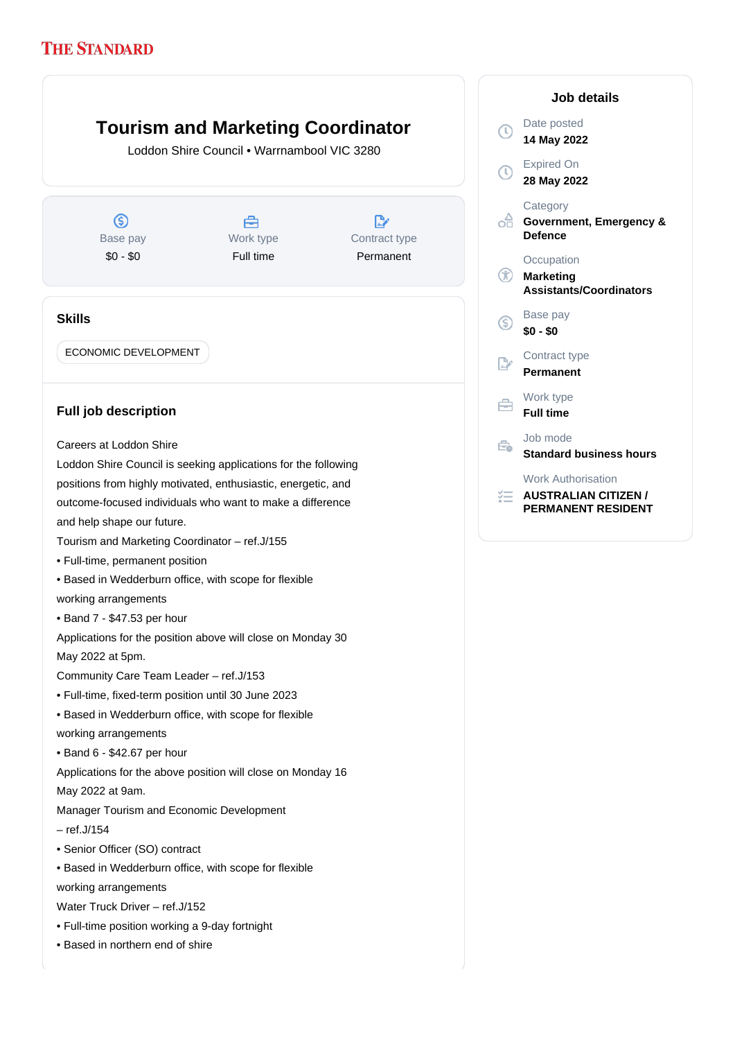THE STANDARD

# Tourism and Marketing Coordinator

Loddon Shire Council • Warrnambool VIC 3280

| Base pay | Work type | Contract type |
|---|---|---|
| $0 - $0 | Full time | Permanent |

## Job details

Date posted
**14 May 2022**

Expired On
**28 May 2022**

Category
**Government, Emergency & Defence**

Occupation
**Marketing Assistants/Coordinators**

Base pay
**$0 - $0**

Contract type
**Permanent**

Work type
**Full time**

Job mode
**Standard business hours**

Work Authorisation
**AUSTRALIAN CITIZEN / PERMANENT RESIDENT**

## Skills

ECONOMIC DEVELOPMENT

## Full job description

Careers at Loddon Shire

Loddon Shire Council is seeking applications for the following positions from highly motivated, enthusiastic, energetic, and outcome-focused individuals who want to make a difference and help shape our future.

Tourism and Marketing Coordinator – ref.J/155

• Full-time, permanent position

• Based in Wedderburn office, with scope for flexible working arrangements

• Band 7 - $47.53 per hour

Applications for the position above will close on Monday 30 May 2022 at 5pm.

Community Care Team Leader – ref.J/153

• Full-time, fixed-term position until 30 June 2023

• Based in Wedderburn office, with scope for flexible working arrangements

• Band 6 - $42.67 per hour

Applications for the above position will close on Monday 16 May 2022 at 9am.

Manager Tourism and Economic Development – ref.J/154

• Senior Officer (SO) contract

• Based in Wedderburn office, with scope for flexible working arrangements

Water Truck Driver – ref.J/152

• Full-time position working a 9-day fortnight

• Based in northern end of shire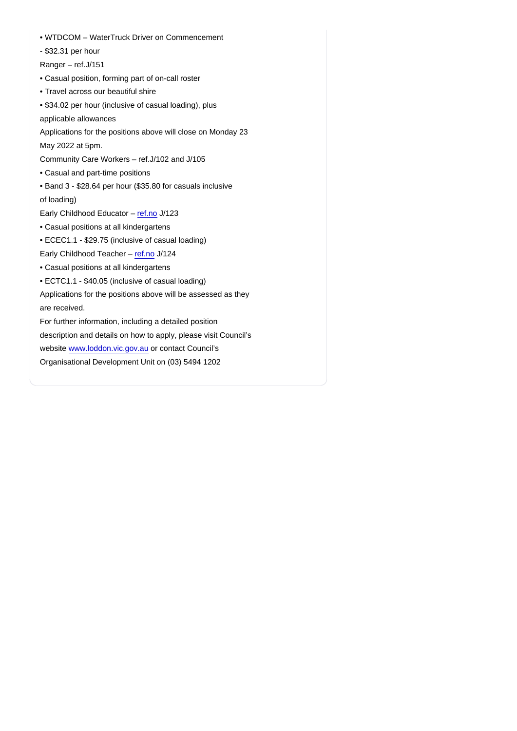• WTDCOM – WaterTruck Driver on Commencement

- $32.31 per hour

Ranger – ref.J/151

• Casual position, forming part of on-call roster

• Travel across our beautiful shire

• $34.02 per hour (inclusive of casual loading), plus applicable allowances

Applications for the positions above will close on Monday 23 May 2022 at 5pm.

Community Care Workers – ref.J/102 and J/105

• Casual and part-time positions

• Band 3 - $28.64 per hour ($35.80 for casuals inclusive of loading)

Early Childhood Educator – ref.no J/123

• Casual positions at all kindergartens

• ECEC1.1 - $29.75 (inclusive of casual loading)

Early Childhood Teacher – ref.no J/124

• Casual positions at all kindergartens

• ECTC1.1 - $40.05 (inclusive of casual loading)

Applications for the positions above will be assessed as they are received.

For further information, including a detailed position description and details on how to apply, please visit Council's website www.loddon.vic.gov.au or contact Council's Organisational Development Unit on (03) 5494 1202